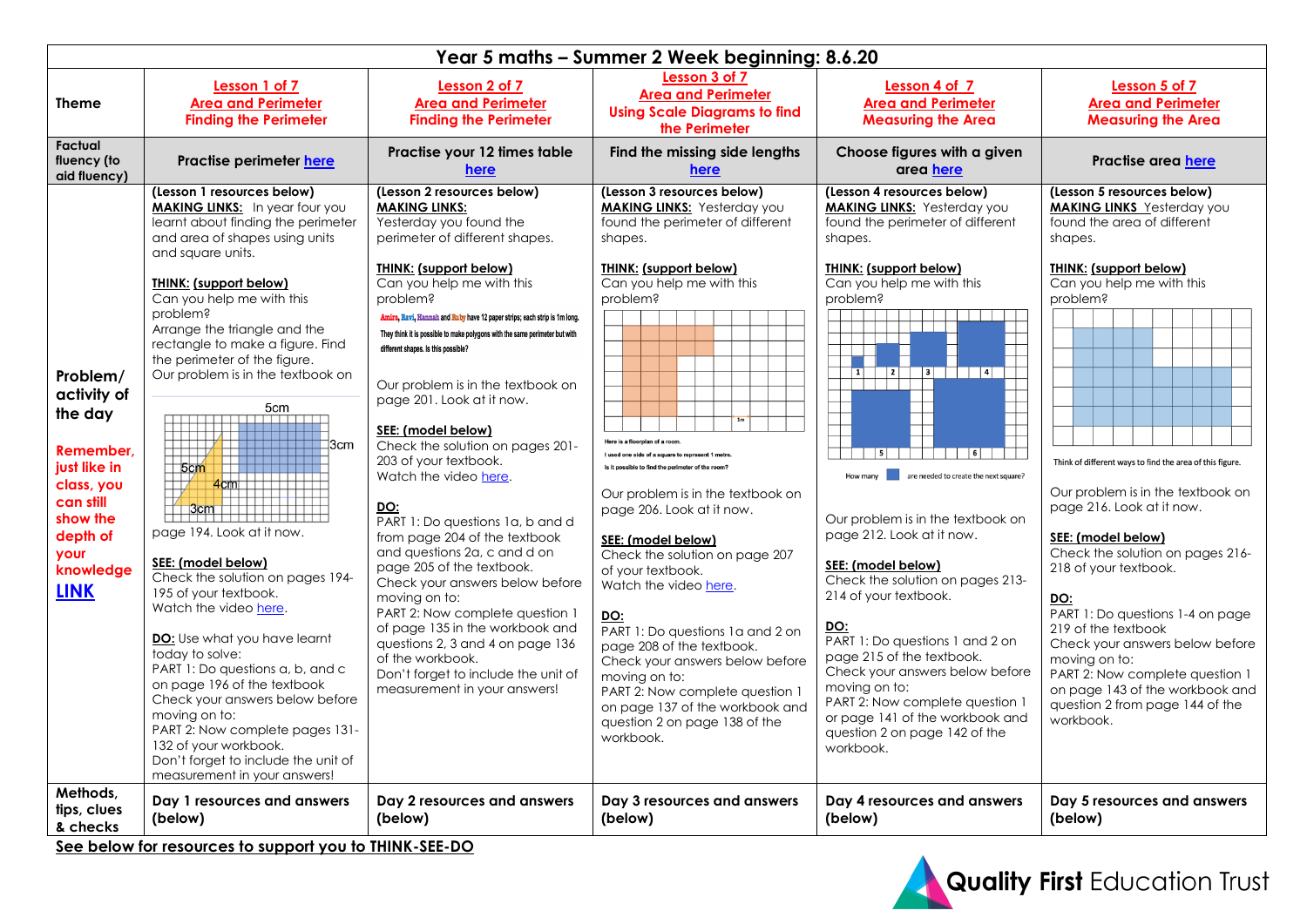# Year 5 maths – Summer 2 Week beginning: 8.6.20

| Theme | Lesson 1 of 7<br>Area and Perimeter<br>Finding the Perimeter | Lesson 2 of 7<br>Area and Perimeter<br>Finding the Perimeter | Lesson 3 of 7<br>Area and Perimeter<br>Using Scale Diagrams to find the Perimeter | Lesson 4 of 7<br>Area and Perimeter<br>Measuring the Area | Lesson 5 of 7<br>Area and Perimeter<br>Measuring the Area |
|---|---|---|---|---|---|
| Factual fluency (to aid fluency) | Practise perimeter here | Practise your 12 times table here | Find the missing side lengths here | Choose figures with a given area here | Practise area here |
| Problem/ activity of the day<br><br>Remember, just like in class, you can still show the depth of your knowledge LINK | (Lesson 1 resources below)<br>**MAKING LINKS:** In year four you learnt about finding the perimeter and area of shapes using units and square units.<br><br>**THINK: (support below)**<br>Can you help me with this problem?<br>Arrange the triangle and the rectangle to make a figure. Find the perimeter of the figure.<br>Our problem is in the textbook on page 194. Look at it now.<br><br>**SEE: (model below)**<br>Check the solution on pages 194-195 of your textbook.<br>Watch the video here.<br><br>**DO:** Use what you have learnt today to solve:<br>PART 1: Do questions a, b, and c on page 196 of the textbook<br>Check your answers below before moving on to:<br>PART 2: Now complete pages 131-132 of your workbook.<br>Don't forget to include the unit of measurement in your answers! | (Lesson 2 resources below)<br>**MAKING LINKS:**<br>Yesterday you found the perimeter of different shapes.<br><br>**THINK: (support below)**<br>Can you help me with this problem?<br>Amira, Ravi, Hannah and Ruby have 12 paper strips; each strip is 1m long. They think it is possible to make polygons with the same perimeter but with different shapes. Is this possible?<br><br>Our problem is in the textbook on page 201. Look at it now.<br><br>**SEE: (model below)**<br>Check the solution on pages 201-203 of your textbook.<br>Watch the video here.<br><br>**DO:**<br>PART 1: Do questions 1a, b and d from page 204 of the textbook and questions 2a, c and d on page 205 of the textbook.<br>Check your answers below before moving on to:<br>PART 2: Now complete question 1 of page 135 in the workbook and questions 2, 3 and 4 on page 136 of the workbook.<br>Don't forget to include the unit of measurement in your answers! | (Lesson 3 resources below)<br>**MAKING LINKS:** Yesterday you found the perimeter of different shapes.<br><br>**THINK: (support below)**<br>Can you help me with this problem?<br>Here is a floorplan of a room.<br>I used one side of a square to represent 1 metre.<br>Is it possible to find the perimeter of the room?<br><br>Our problem is in the textbook on page 206. Look at it now.<br><br>**SEE: (model below)**<br>Check the solution on page 207 of your textbook.<br>Watch the video here.<br><br>**DO:**<br>PART 1: Do questions 1a and 2 on page 208 of the textbook.<br>Check your answers below before moving on to:<br>PART 2: Now complete question 1 on page 137 of the workbook and question 2 on page 138 of the workbook. | (Lesson 4 resources below)<br>**MAKING LINKS:** Yesterday you found the perimeter of different shapes.<br><br>**THINK: (support below)**<br>Can you help me with this problem?<br>How many [square] are needed to create the next square?<br><br>Our problem is in the textbook on page 212. Look at it now.<br><br>**SEE: (model below)**<br>Check the solution on pages 213-214 of your textbook.<br><br>**DO:**<br>PART 1: Do questions 1 and 2 on page 215 of the textbook.<br>Check your answers below before moving on to:<br>PART 2: Now complete question 1 or page 141 of the workbook and question 2 on page 142 of the workbook. | (Lesson 5 resources below)<br>**MAKING LINKS** Yesterday you found the area of different shapes.<br><br>**THINK: (support below)**<br>Can you help me with this problem?<br>Think of different ways to find the area of this figure.<br><br>Our problem is in the textbook on page 216. Look at it now.<br><br>**SEE: (model below)**<br>Check the solution on pages 216-218 of your textbook.<br><br>**DO:**<br>PART 1: Do questions 1-4 on page 219 of the textbook<br>Check your answers below before moving on to:<br>PART 2: Now complete question 1 on page 143 of the workbook and question 2 from page 144 of the workbook. |
| Methods, tips, clues & checks | Day 1 resources and answers (below) | Day 2 resources and answers (below) | Day 3 resources and answers (below) | Day 4 resources and answers (below) | Day 5 resources and answers (below) |

**See below for resources to support you to THINK-SEE-DO**

Quality First Education Trust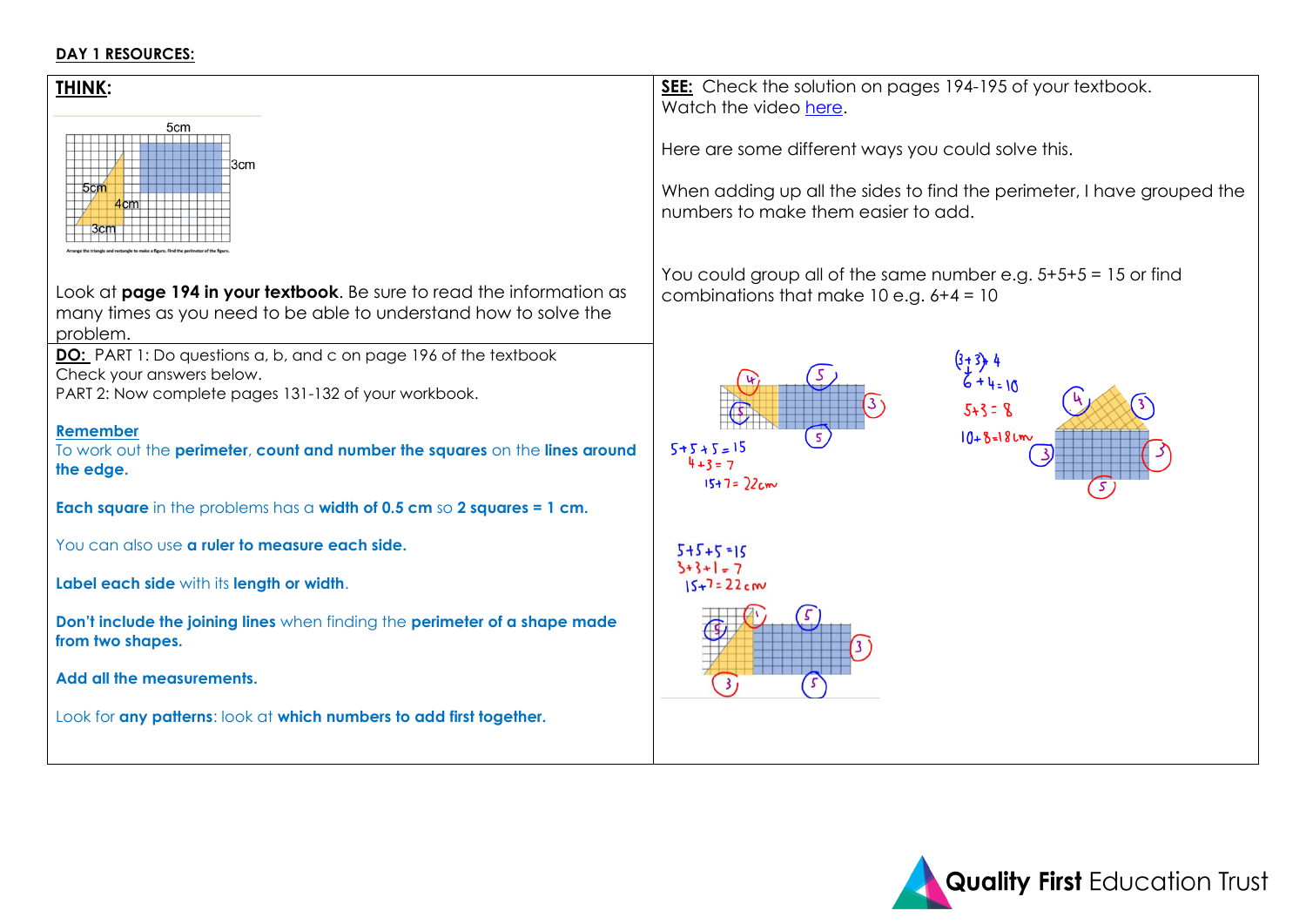**DAY 1 RESOURCES:**

## THINK:

5cm

3cm

5cm

4cm

3cm

Arrange the triangle and rectangle to make a figure. Find the perimeter of the figure.

Look at **page 194 in your textbook**. Be sure to read the information as many times as you need to be able to understand how to solve the problem.

## DO:

PART 1: Do questions a, b, and c on page 196 of the textbook

Check your answers below.

PART 2: Now complete pages 131-132 of your workbook.

**Remember**

To work out the **perimeter**, **count and number the squares** on the **lines around the edge.**

**Each square** in the problems has a **width of 0.5 cm** so **2 squares = 1 cm.**

You can also use **a ruler to measure each side.**

**Label each side** with its **length or width**.

**Don't include the joining lines** when finding the **perimeter of a shape made from two shapes.**

**Add all the measurements.**

Look for **any patterns**: look at **which numbers to add first together.**

## SEE:

Check the solution on pages 194-195 of your textbook.

Watch the video here.

Here are some different ways you could solve this.

When adding up all the sides to find the perimeter, I have grouped the numbers to make them easier to add.

You could group all of the same number e.g. 5+5+5 = 15 or find combinations that make 10 e.g. 6+4 = 10

$5+5+5=15$

$4+3=7$

$15+7=22cm$

$(3+3)+4$

$6+4=10$

$5+3=8$

$10+8=18cm$

$5+5+5=15$

$3+3+1=7$

$15+7=22cm$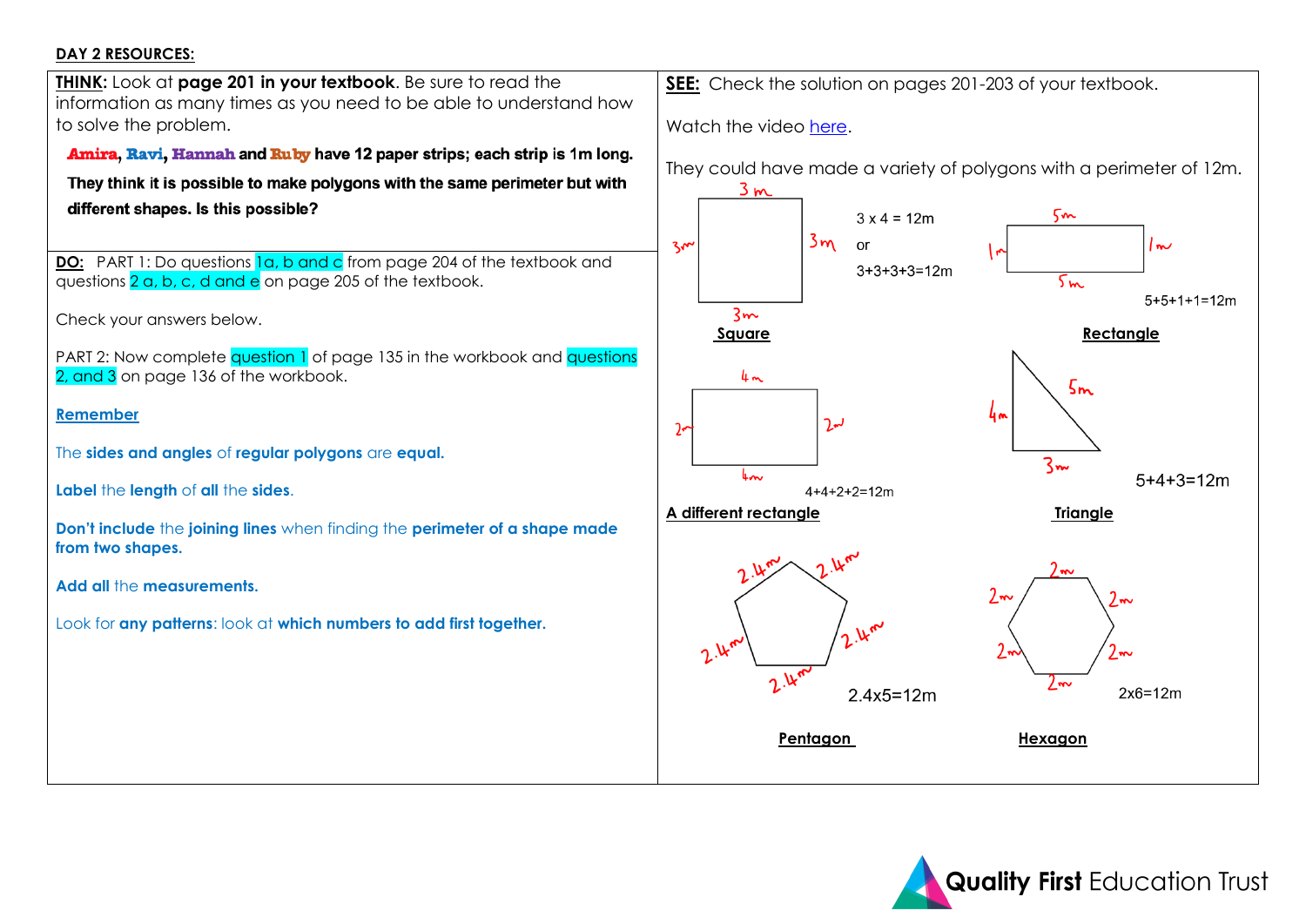**DAY 2 RESOURCES:**

**THINK:** Look at **page 201 in your textbook**. Be sure to read the information as many times as you need to be able to understand how to solve the problem.

**Amira, Ravi, Hannah and Ruby have 12 paper strips; each strip is 1m long. They think it is possible to make polygons with the same perimeter but with different shapes. Is this possible?**

**DO:** PART 1: Do questions 1a, b and c from page 204 of the textbook and questions 2 a, b, c, d and e on page 205 of the textbook.

Check your answers below.

PART 2: Now complete question 1 of page 135 in the workbook and questions 2, and 3 on page 136 of the workbook.

**Remember**

The **sides and angles** of **regular polygons** are **equal.**

**Label** the **length** of **all** the **sides**.

**Don't include** the **joining lines** when finding the **perimeter of a shape made from two shapes.**

**Add all** the **measurements.**

Look for **any patterns**: look at **which numbers to add first together.**

**SEE:** Check the solution on pages 201-203 of your textbook.

Watch the video here.

They could have made a variety of polygons with a perimeter of 12m.

**Square** (sides 3m, 3m, 3m, 3m)

3 x 4 = 12m
or
3+3+3+3=12m

**Rectangle** (sides 5m, 1m, 5m, 1m)

5+5+1+1=12m

**A different rectangle** (sides 4m, 2m, 4m, 2m)

4+4+2+2=12m

**Triangle** (sides 5m, 4m, 3m)

5+4+3=12m

**Pentagon** (sides 2.4m, 2.4m, 2.4m, 2.4m, 2.4m)

2.4x5=12m

**Hexagon** (sides 2m, 2m, 2m, 2m, 2m, 2m)

2x6=12m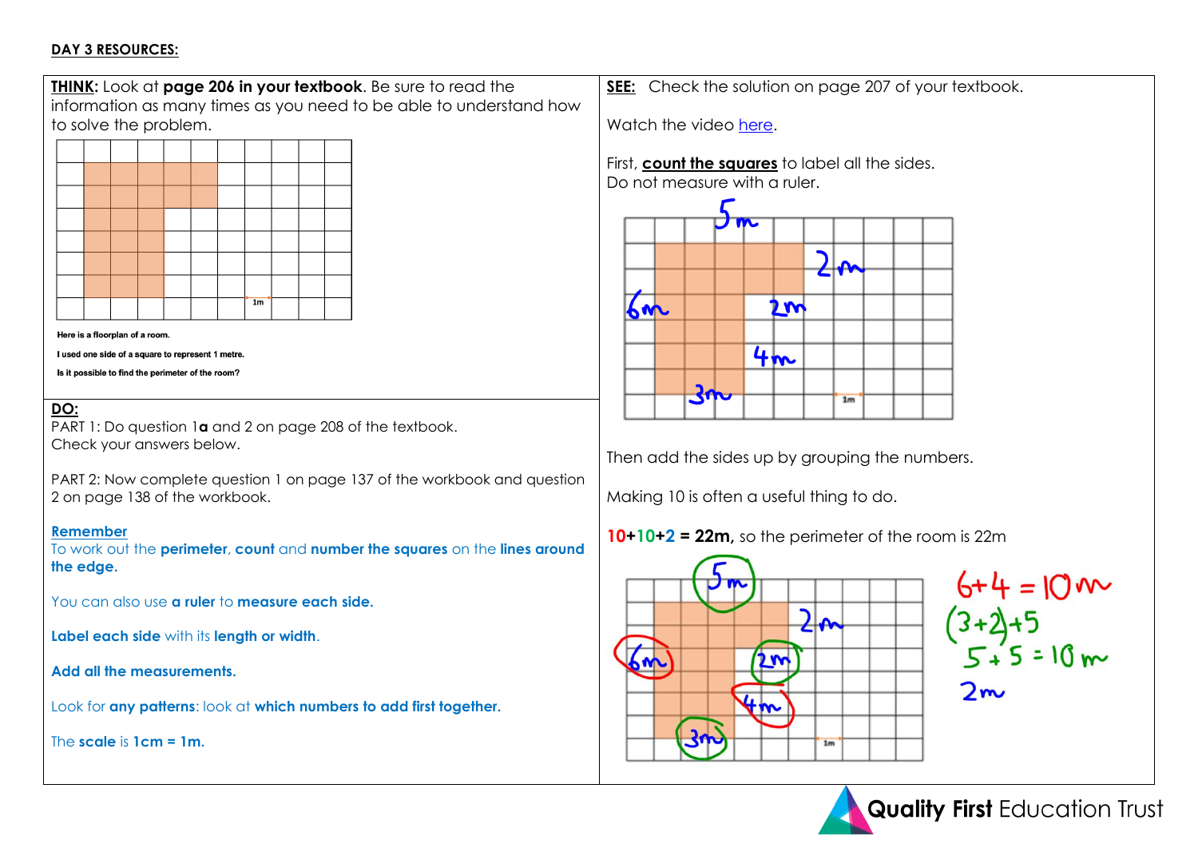**DAY 3 RESOURCES:**

**THINK:** Look at **page 206 in your textbook**. Be sure to read the information as many times as you need to be able to understand how to solve the problem.

1m

Here is a floorplan of a room.

I used one side of a square to represent 1 metre.

Is it possible to find the perimeter of the room?

**DO:**

PART 1: Do question 1**a** and 2 on page 208 of the textbook.
Check your answers below.

PART 2: Now complete question 1 on page 137 of the workbook and question 2 on page 138 of the workbook.

**Remember**

To work out the **perimeter**, **count** and **number the squares** on the **lines around the edge.**

You can also use **a ruler** to **measure each side.**

**Label each side** with its **length or width**.

**Add all the measurements.**

Look for **any patterns**: look at **which numbers to add first together.**

The **scale** is **1cm = 1m.**

**SEE:** Check the solution on page 207 of your textbook.

Watch the video [here](here).

First, **count the squares** to label all the sides.
Do not measure with a ruler.

5m, 2m, 6m, 2m, 4m, 3m, 1m

Then add the sides up by grouping the numbers.

Making 10 is often a useful thing to do.

**10+10+2 = 22m,** so the perimeter of the room is 22m

5m, 2m, 6m, 2m, 4m, 3m, 1m

6+4 = 10m
(3+2)+5
5+5 = 10m
2m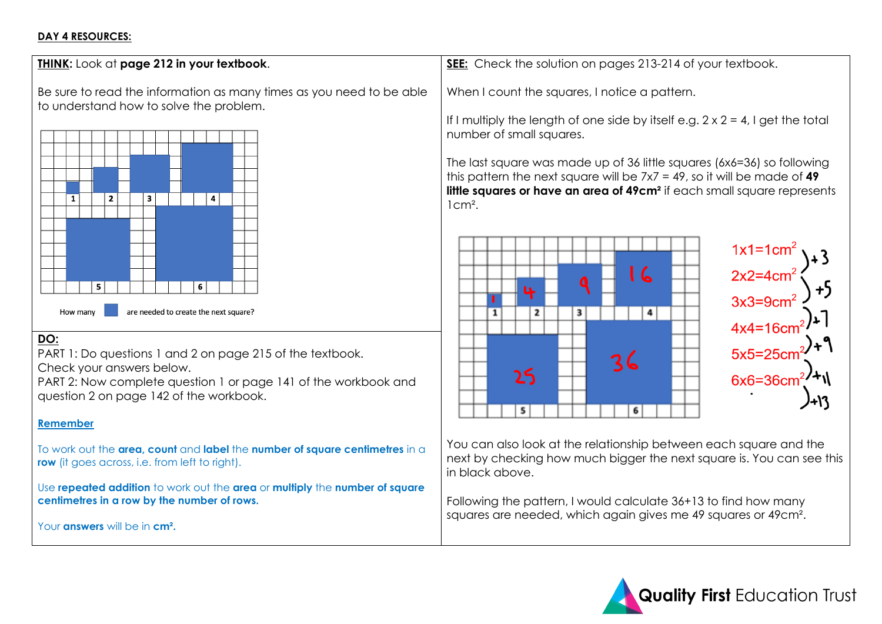**DAY 4 RESOURCES:**

**THINK:** Look at **page 212 in your textbook**.

Be sure to read the information as many times as you need to be able to understand how to solve the problem.

How many ■ are needed to create the next square?

**DO:**

PART 1: Do questions 1 and 2 on page 215 of the textbook.
Check your answers below.
PART 2: Now complete question 1 or page 141 of the workbook and question 2 on page 142 of the workbook.

**Remember**

To work out the **area, count** and **label** the **number of square centimetres** in a **row** (it goes across, i.e. from left to right).

Use **repeated addition** to work out the **area** or **multiply** the **number of square centimetres in a row by the number of rows.**

Your **answers** will be in **cm².**

**SEE:** Check the solution on pages 213-214 of your textbook.

When I count the squares, I notice a pattern.

If I multiply the length of one side by itself e.g. 2 x 2 = 4, I get the total number of small squares.

The last square was made up of 36 little squares (6x6=36) so following this pattern the next square will be 7x7 = 49, so it will be made of **49 little squares or have an area of 49cm²** if each small square represents 1cm².

$1 \times 1 = 1cm^2$ ) +3
$2 \times 2 = 4cm^2$ ) +5
$3 \times 3 = 9cm^2$ ) +7
$4 \times 4 = 16cm^2$ ) +9
$5 \times 5 = 25cm^2$ ) +11
$6 \times 6 = 36cm^2$ ) +13

You can also look at the relationship between each square and the next by checking how much bigger the next square is. You can see this in black above.

Following the pattern, I would calculate 36+13 to find how many squares are needed, which again gives me 49 squares or 49cm².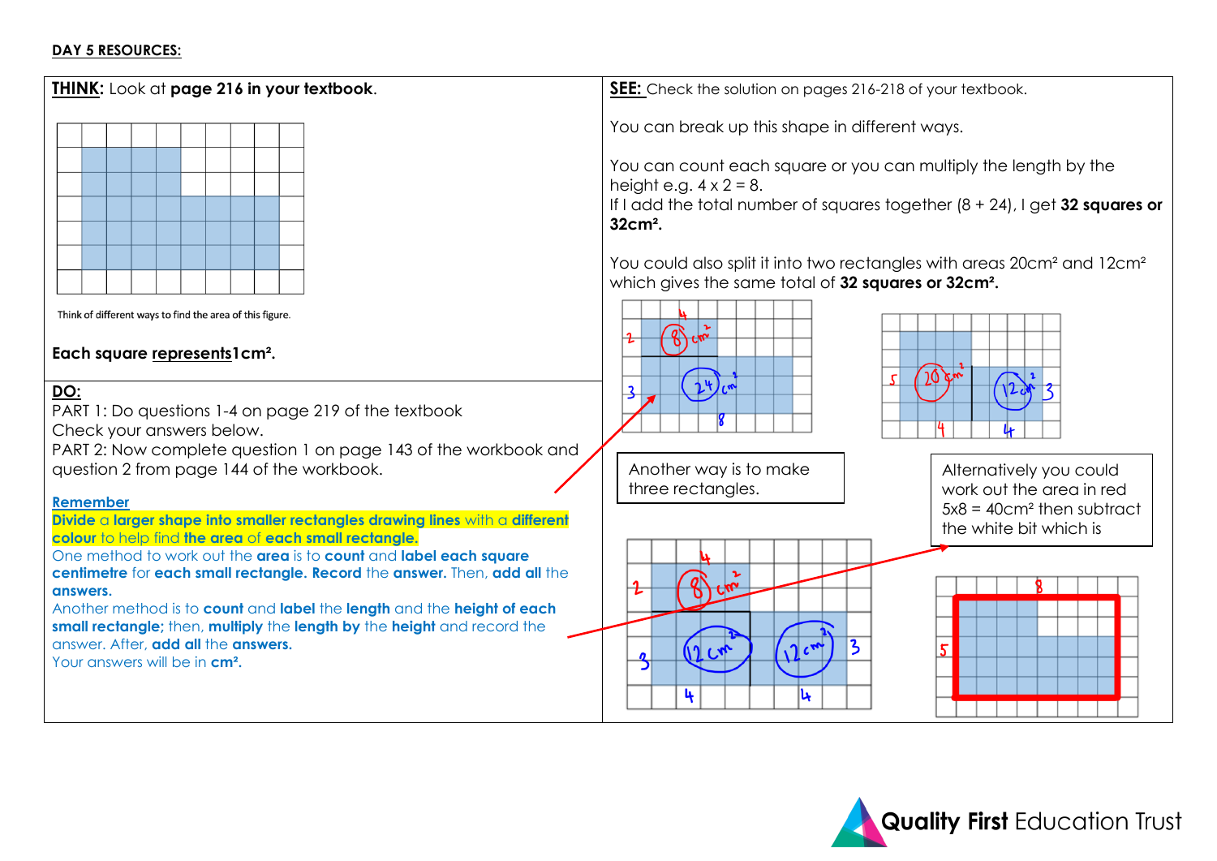**DAY 5 RESOURCES:**

**THINK:** Look at **page 216 in your textbook**.

Think of different ways to find the area of this figure.

**Each square represents 1cm².**

**DO:**

PART 1: Do questions 1-4 on page 219 of the textbook
Check your answers below.
PART 2: Now complete question 1 on page 143 of the workbook and question 2 from page 144 of the workbook.

**Remember**

**Divide** a **larger shape into smaller rectangles drawing lines** with a **different colour** to help find **the area** of **each small rectangle.**

One method to work out the **area** is to **count** and **label each square centimetre** for **each small rectangle. Record** the **answer.** Then, **add all** the **answers.**

Another method is to **count** and **label** the **length** and the **height of each small rectangle;** then, **multiply** the **length by** the **height** and record the answer. After, **add all** the **answers.**

Your answers will be in **cm².**

**SEE:** Check the solution on pages 216-218 of your textbook.

You can break up this shape in different ways.

You can count each square or you can multiply the length by the height e.g. $4 \times 2 = 8$.
If I add the total number of squares together $(8 + 24)$, I get **32 squares or 32cm².**

You could also split it into two rectangles with areas 20cm² and 12cm² which gives the same total of **32 squares or 32cm².**

Another way is to make three rectangles.

Alternatively you could work out the area in red $5 \times 8 = 40$cm² then subtract the white bit which is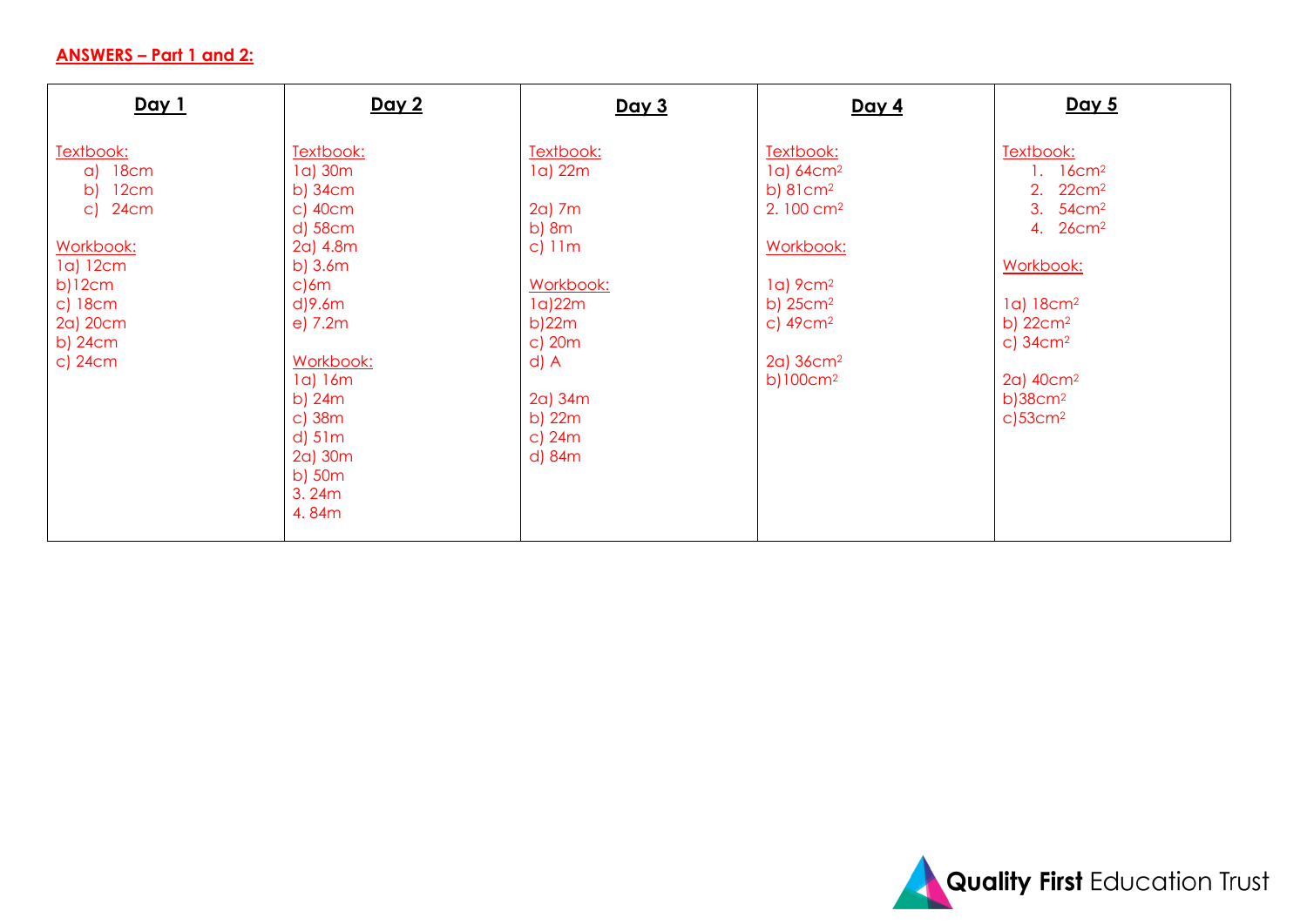**ANSWERS – Part 1 and 2:**

| **Day 1** | **Day 2** | **Day 3** | **Day 4** | **Day 5** |
|---|---|---|---|---|
| Textbook:<br>a) 18cm<br>b) 12cm<br>c) 24cm<br><br>Workbook:<br>1a) 12cm<br>b)12cm<br>c) 18cm<br>2a) 20cm<br>b) 24cm<br>c) 24cm | Textbook:<br>1a) 30m<br>b) 34cm<br>c) 40cm<br>d) 58cm<br>2a) 4.8m<br>b) 3.6m<br>c)6m<br>d)9.6m<br>e) 7.2m<br><br>Workbook:<br>1a) 16m<br>b) 24m<br>c) 38m<br>d) 51m<br>2a) 30m<br>b) 50m<br>3. 24m<br>4. 84m | Textbook:<br>1a) 22m<br><br>2a) 7m<br>b) 8m<br>c) 11m<br><br>Workbook:<br>1a)22m<br>b)22m<br>c) 20m<br>d) A<br><br>2a) 34m<br>b) 22m<br>c) 24m<br>d) 84m | Textbook:<br>1a) $64cm^2$<br>b) $81cm^2$<br>2. $100\ cm^2$<br><br>Workbook:<br><br>1a) $9cm^2$<br>b) $25cm^2$<br>c) $49cm^2$<br><br>2a) $36cm^2$<br>b)$100cm^2$ | Textbook:<br>1. $16cm^2$<br>2. $22cm^2$<br>3. $54cm^2$<br>4. $26cm^2$<br><br>Workbook:<br><br>1a) $18cm^2$<br>b) $22cm^2$<br>c) $34cm^2$<br><br>2a) $40cm^2$<br>b)$38cm^2$<br>c)$53cm^2$ |

**Quality First** Education Trust